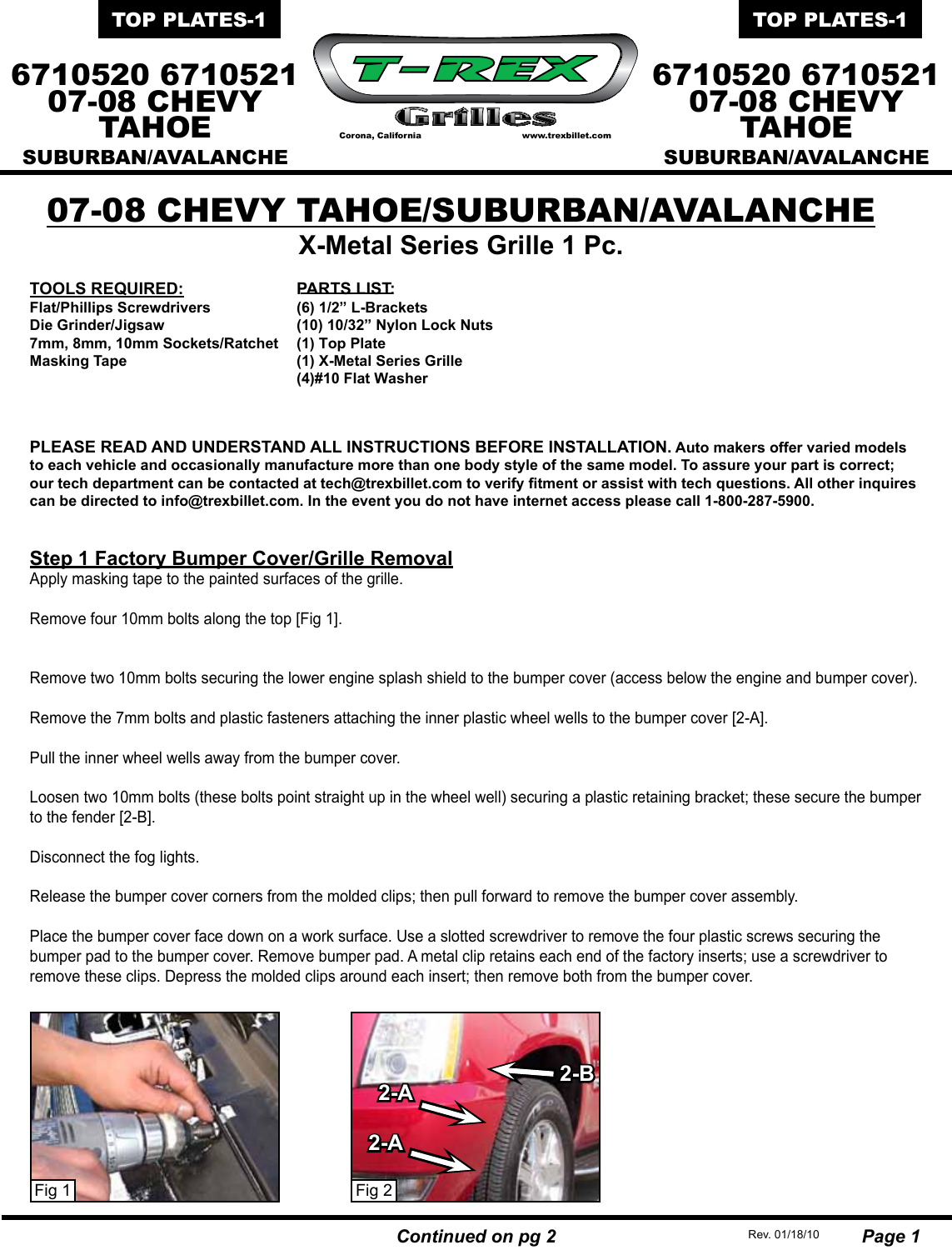# 07-08 CHEVY TAHOE/SUBURBAN/AVALANCHE

## X-Metal Series Grille 1 Pc.

**TOOLS REQUIRED:**
**Flat/Phillips Screwdrivers**
**Die Grinder/Jigsaw**
**7mm, 8mm, 10mm Sockets/Ratchet**
**Masking Tape**

**PARTS LIST:**
**(6) 1/2" L-Brackets**
**(10) 10/32" Nylon Lock Nuts**
**(1) Top Plate**
**(1) X-Metal Series Grille**
**(4)#10 Flat Washer**

**PLEASE READ AND UNDERSTAND ALL INSTRUCTIONS BEFORE INSTALLATION. Auto makers offer varied models to each vehicle and occasionally manufacture more than one body style of the same model. To assure your part is correct; our tech department can be contacted at tech@trexbillet.com to verify fitment or assist with tech questions. All other inquires can be directed to info@trexbillet.com. In the event you do not have internet access please call 1-800-287-5900.**

### Step 1 Factory Bumper Cover/Grille Removal

Apply masking tape to the painted surfaces of the grille.

Remove four 10mm bolts along the top [Fig 1].

Remove two 10mm bolts securing the lower engine splash shield to the bumper cover (access below the engine and bumper cover).

Remove the 7mm bolts and plastic fasteners attaching the inner plastic wheel wells to the bumper cover [2-A].

Pull the inner wheel wells away from the bumper cover.

Loosen two 10mm bolts (these bolts point straight up in the wheel well) securing a plastic retaining bracket; these secure the bumper to the fender [2-B].

Disconnect the fog lights.

Release the bumper cover corners from the molded clips; then pull forward to remove the bumper cover assembly.

Place the bumper cover face down on a work surface. Use a slotted screwdriver to remove the four plastic screws securing the bumper pad to the bumper cover. Remove bumper pad. A metal clip retains each end of the factory inserts; use a screwdriver to remove these clips. Depress the molded clips around each insert; then remove both from the bumper cover.

Fig 1

Fig 2

***Continued on pg 2***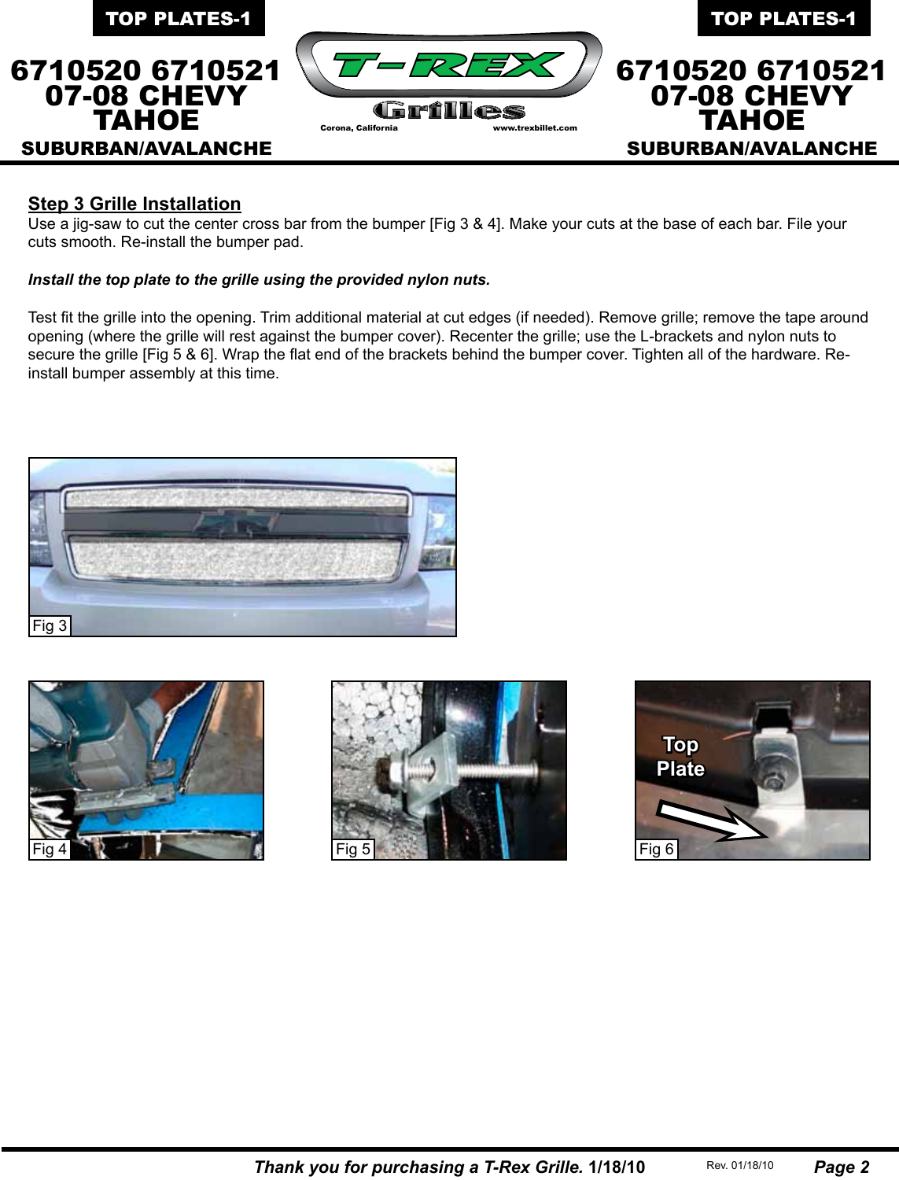## Step 3 Grille Installation

Use a jig-saw to cut the center cross bar from the bumper [Fig 3 & 4]. Make your cuts at the base of each bar. File your cuts smooth. Re-install the bumper pad.

***Install the top plate to the grille using the provided nylon nuts.***

Test fit the grille into the opening. Trim additional material at cut edges (if needed). Remove grille; remove the tape around opening (where the grille will rest against the bumper cover). Recenter the grille; use the L-brackets and nylon nuts to secure the grille [Fig 5 & 6]. Wrap the flat end of the brackets behind the bumper cover. Tighten all of the hardware. Re-install bumper assembly at this time.

Fig 3

Fig 4

Fig 5

Top Plate

Fig 6

***Thank you for purchasing a T-Rex Grille.*** **1/18/10**

Rev. 01/18/10